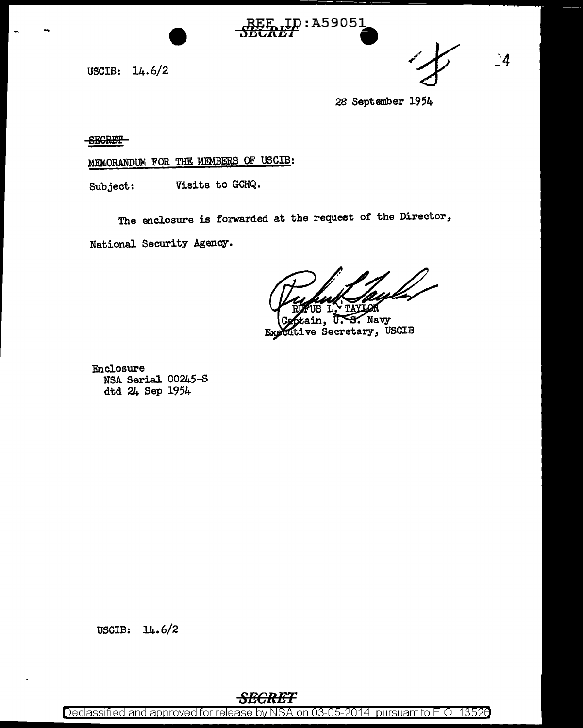REF ID:A59051

SECRET

USCIB: 14.6/2

28 September 1954

~~SECRET~~

MEMORANDUM FOR THE MEMBERS OF USCIB:

Subject: Visits to GCHQ.

The enclosure is forwarded at the request of the Director, National Security Agency.

RUFUS L. TAYLOR
Captain, U. S. Navy
Executive Secretary, USCIB

Enclosure
NSA Serial 00245-S
dtd 24 Sep 1954

USCIB: 14.6/2

SECRET

Declassified and approved for release by NSA on 03-05-2014 pursuant to E.O. 13526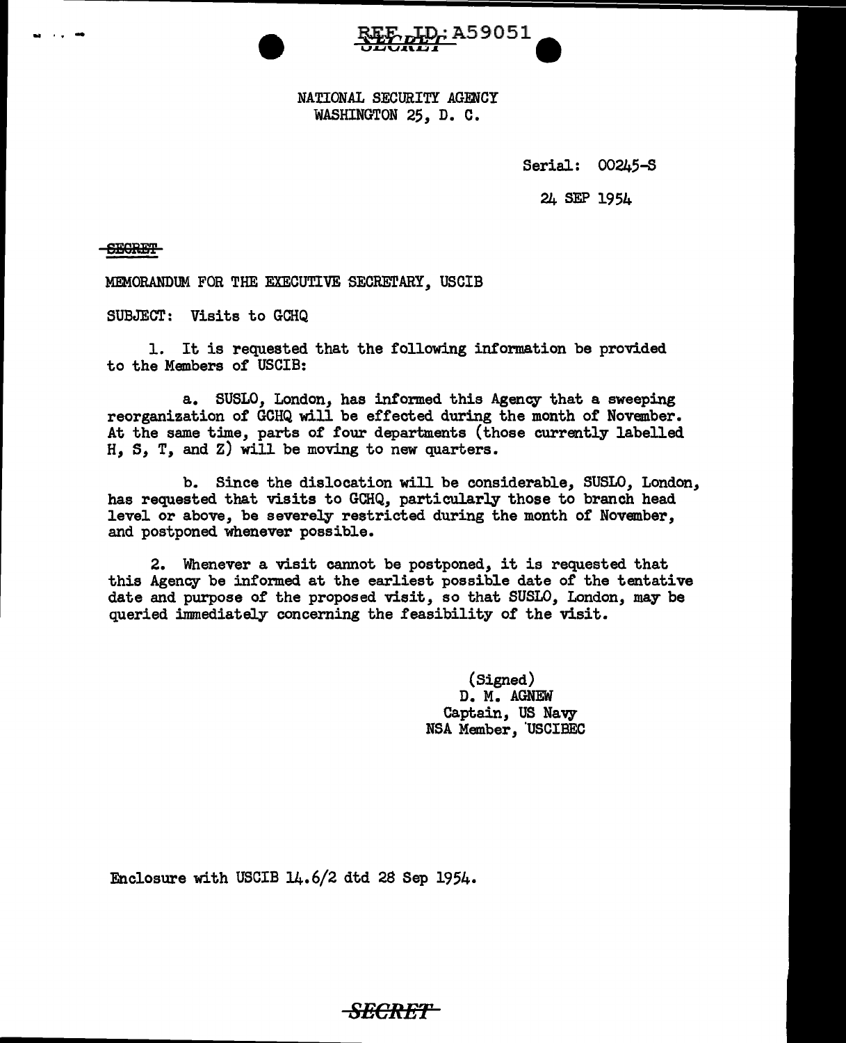REF ID: A59051

SECRET

NATIONAL SECURITY AGENCY
WASHINGTON 25, D. C.

Serial: 00245-S

24 SEP 1954

~~SECRET~~

MEMORANDUM FOR THE EXECUTIVE SECRETARY, USCIB

SUBJECT: Visits to GCHQ

1. It is requested that the following information be provided to the Members of USCIB:

a. SUSLO, London, has informed this Agency that a sweeping reorganization of GCHQ will be effected during the month of November. At the same time, parts of four departments (those currently labelled H, S, T, and Z) will be moving to new quarters.

b. Since the dislocation will be considerable, SUSLO, London, has requested that visits to GCHQ, particularly those to branch head level or above, be severely restricted during the month of November, and postponed whenever possible.

2. Whenever a visit cannot be postponed, it is requested that this Agency be informed at the earliest possible date of the tentative date and purpose of the proposed visit, so that SUSLO, London, may be queried immediately concerning the feasibility of the visit.

(Signed)
D. M. AGNEW
Captain, US Navy
NSA Member, USCIBEC

Enclosure with USCIB 14.6/2 dtd 28 Sep 1954.

SECRET